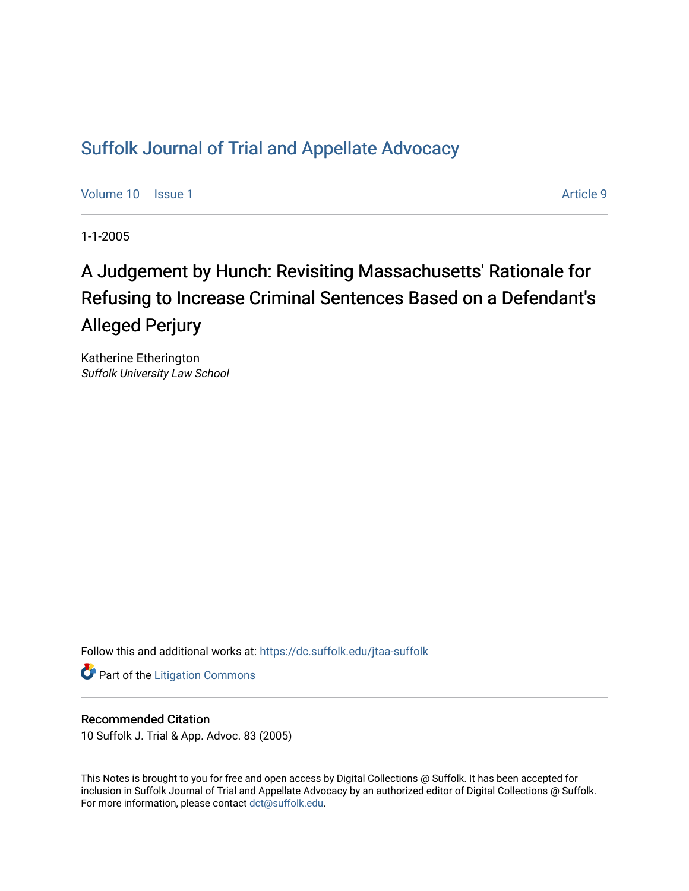# Suffolk Journal of Trial and Appellate Advocacy

Volume 10 | Issue 1 Article 9

1-1-2005

## A Judgement by Hunch: Revisiting Massachusetts' Rationale for Refusing to Increase Criminal Sentences Based on a Defendant's Alleged Perjury

Katherine Etherington
*Suffolk University Law School*

Follow this and additional works at: https://dc.suffolk.edu/jtaa-suffolk

Part of the Litigation Commons

### Recommended Citation

10 Suffolk J. Trial & App. Advoc. 83 (2005)

This Notes is brought to you for free and open access by Digital Collections @ Suffolk. It has been accepted for inclusion in Suffolk Journal of Trial and Appellate Advocacy by an authorized editor of Digital Collections @ Suffolk. For more information, please contact dct@suffolk.edu.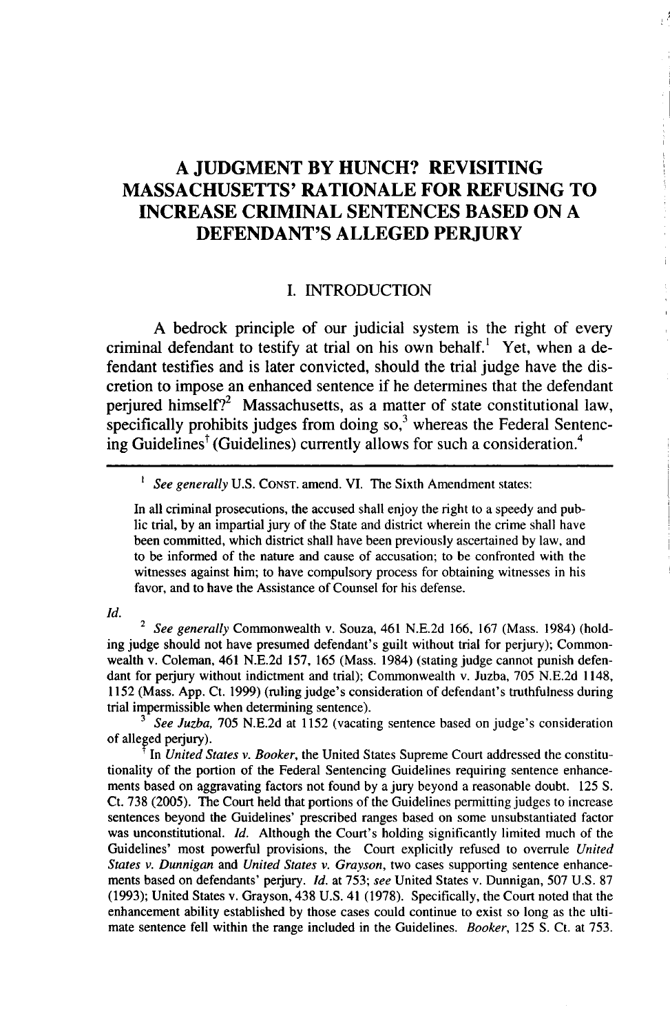# A JUDGMENT BY HUNCH? REVISITING MASSACHUSETTS' RATIONALE FOR REFUSING TO INCREASE CRIMINAL SENTENCES BASED ON A DEFENDANT'S ALLEGED PERJURY

## I. INTRODUCTION

A bedrock principle of our judicial system is the right of every criminal defendant to testify at trial on his own behalf.[1] Yet, when a defendant testifies and is later convicted, should the trial judge have the discretion to impose an enhanced sentence if he determines that the defendant perjured himself?[2] Massachusetts, as a matter of state constitutional law, specifically prohibits judges from doing so,[3] whereas the Federal Sentencing Guidelines[†] (Guidelines) currently allows for such a consideration.[4]

---

[1] *See generally* U.S. CONST. amend. VI. The Sixth Amendment states:

> In all criminal prosecutions, the accused shall enjoy the right to a speedy and public trial, by an impartial jury of the State and district wherein the crime shall have been committed, which district shall have been previously ascertained by law, and to be informed of the nature and cause of accusation; to be confronted with the witnesses against him; to have compulsory process for obtaining witnesses in his favor, and to have the Assistance of Counsel for his defense.

*Id.*

[2] *See generally* Commonwealth v. Souza, 461 N.E.2d 166, 167 (Mass. 1984) (holding judge should not have presumed defendant's guilt without trial for perjury); Commonwealth v. Coleman, 461 N.E.2d 157, 165 (Mass. 1984) (stating judge cannot punish defendant for perjury without indictment and trial); Commonwealth v. Juzba, 705 N.E.2d 1148, 1152 (Mass. App. Ct. 1999) (ruling judge's consideration of defendant's truthfulness during trial impermissible when determining sentence).

[3] *See Juzba*, 705 N.E.2d at 1152 (vacating sentence based on judge's consideration of alleged perjury).

[†] In *United States v. Booker*, the United States Supreme Court addressed the constitutionality of the portion of the Federal Sentencing Guidelines requiring sentence enhancements based on aggravating factors not found by a jury beyond a reasonable doubt. 125 S. Ct. 738 (2005). The Court held that portions of the Guidelines permitting judges to increase sentences beyond the Guidelines' prescribed ranges based on some unsubstantiated factor was unconstitutional. *Id.* Although the Court's holding significantly limited much of the Guidelines' most powerful provisions, the Court explicitly refused to overrule *United States v. Dunnigan* and *United States v. Grayson*, two cases supporting sentence enhancements based on defendants' perjury. *Id.* at 753; *see* United States v. Dunnigan, 507 U.S. 87 (1993); United States v. Grayson, 438 U.S. 41 (1978). Specifically, the Court noted that the enhancement ability established by those cases could continue to exist so long as the ultimate sentence fell within the range included in the Guidelines. *Booker*, 125 S. Ct. at 753.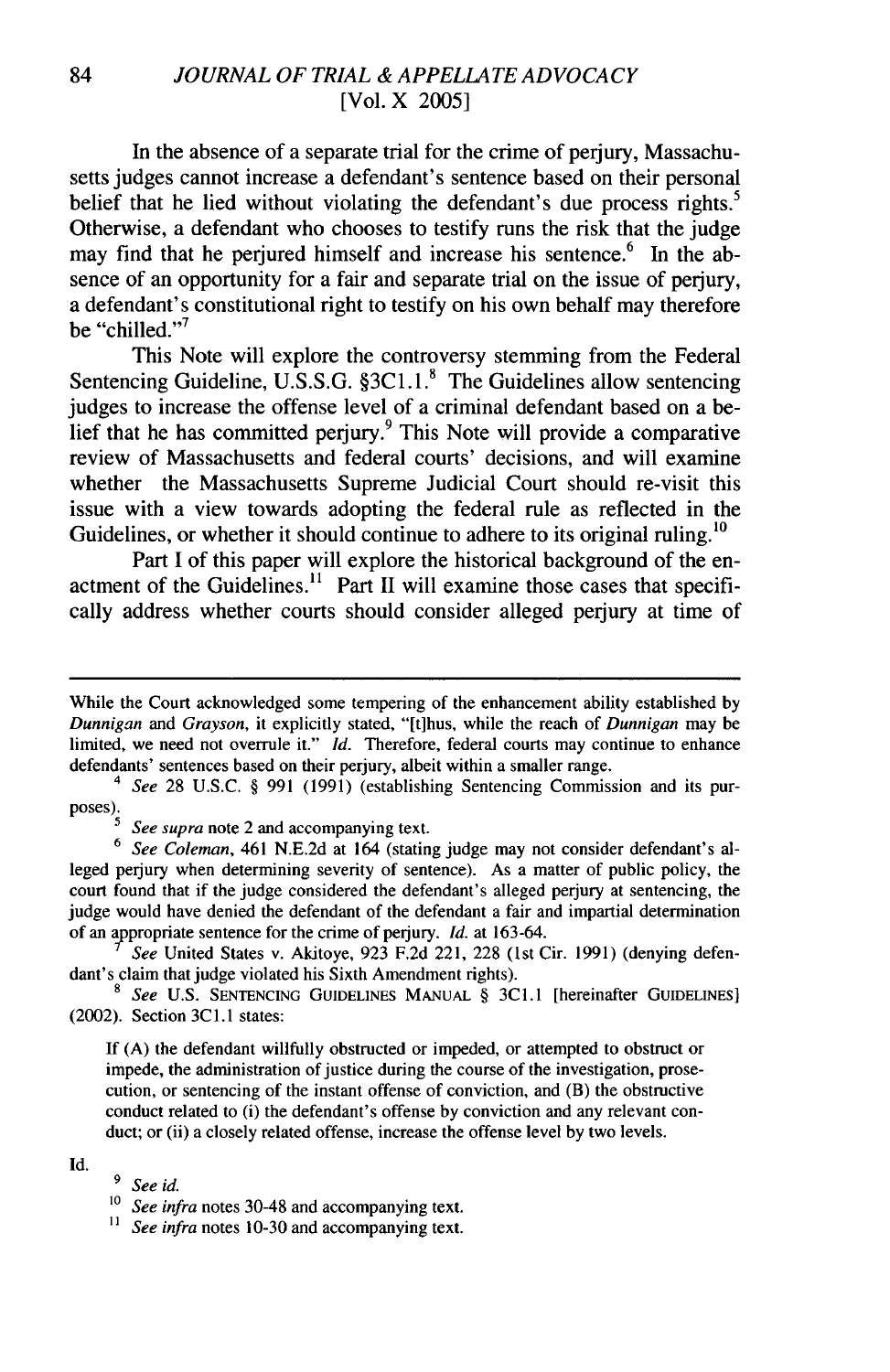In the absence of a separate trial for the crime of perjury, Massachusetts judges cannot increase a defendant's sentence based on their personal belief that he lied without violating the defendant's due process rights.[5] Otherwise, a defendant who chooses to testify runs the risk that the judge may find that he perjured himself and increase his sentence.[6] In the absence of an opportunity for a fair and separate trial on the issue of perjury, a defendant's constitutional right to testify on his own behalf may therefore be "chilled."[7]

This Note will explore the controversy stemming from the Federal Sentencing Guideline, U.S.S.G. §3C1.1.[8] The Guidelines allow sentencing judges to increase the offense level of a criminal defendant based on a belief that he has committed perjury.[9] This Note will provide a comparative review of Massachusetts and federal courts' decisions, and will examine whether the Massachusetts Supreme Judicial Court should re-visit this issue with a view towards adopting the federal rule as reflected in the Guidelines, or whether it should continue to adhere to its original ruling.[10]

Part I of this paper will explore the historical background of the enactment of the Guidelines.[11] Part II will examine those cases that specifically address whether courts should consider alleged perjury at time of

---

While the Court acknowledged some tempering of the enhancement ability established by *Dunnigan* and *Grayson*, it explicitly stated, "[t]hus, while the reach of *Dunnigan* may be limited, we need not overrule it." *Id.* Therefore, federal courts may continue to enhance defendants' sentences based on their perjury, albeit within a smaller range.

[4] *See* 28 U.S.C. § 991 (1991) (establishing Sentencing Commission and its purposes).

[5] *See supra* note 2 and accompanying text.

[6] *See Coleman*, 461 N.E.2d at 164 (stating judge may not consider defendant's alleged perjury when determining severity of sentence). As a matter of public policy, the court found that if the judge considered the defendant's alleged perjury at sentencing, the judge would have denied the defendant of the defendant a fair and impartial determination of an appropriate sentence for the crime of perjury. *Id.* at 163-64.

[7] *See* United States v. Akitoye, 923 F.2d 221, 228 (1st Cir. 1991) (denying defendant's claim that judge violated his Sixth Amendment rights).

[8] *See* U.S. SENTENCING GUIDELINES MANUAL § 3C1.1 [hereinafter GUIDELINES] (2002). Section 3C1.1 states:

> If (A) the defendant willfully obstructed or impeded, or attempted to obstruct or impede, the administration of justice during the course of the investigation, prosecution, or sentencing of the instant offense of conviction, and (B) the obstructive conduct related to (i) the defendant's offense by conviction and any relevant conduct; or (ii) a closely related offense, increase the offense level by two levels.

Id.

[9] *See id.*

[10] *See infra* notes 30-48 and accompanying text.

[11] *See infra* notes 10-30 and accompanying text.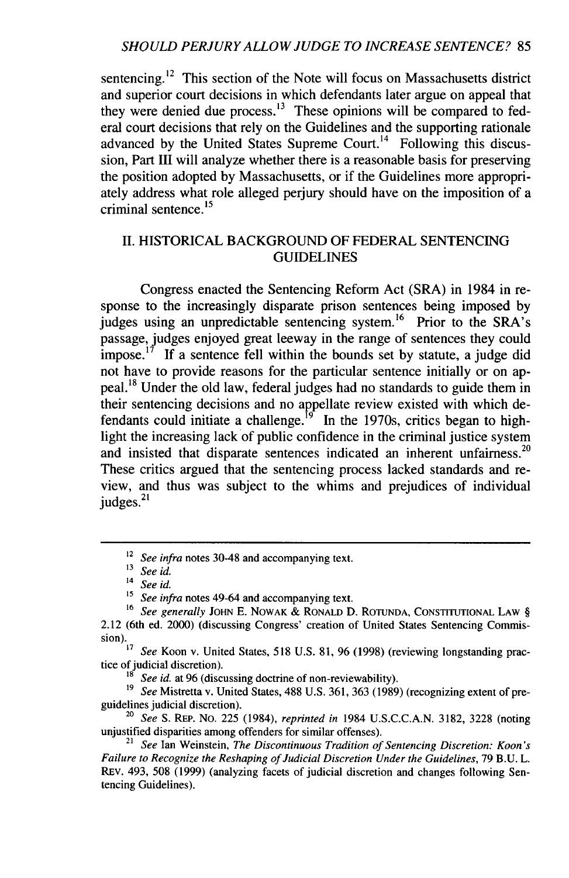sentencing.[12] This section of the Note will focus on Massachusetts district and superior court decisions in which defendants later argue on appeal that they were denied due process.[13] These opinions will be compared to federal court decisions that rely on the Guidelines and the supporting rationale advanced by the United States Supreme Court.[14] Following this discussion, Part III will analyze whether there is a reasonable basis for preserving the position adopted by Massachusetts, or if the Guidelines more appropriately address what role alleged perjury should have on the imposition of a criminal sentence.[15]

## II. HISTORICAL BACKGROUND OF FEDERAL SENTENCING GUIDELINES

Congress enacted the Sentencing Reform Act (SRA) in 1984 in response to the increasingly disparate prison sentences being imposed by judges using an unpredictable sentencing system.[16] Prior to the SRA's passage, judges enjoyed great leeway in the range of sentences they could impose.[17] If a sentence fell within the bounds set by statute, a judge did not have to provide reasons for the particular sentence initially or on appeal.[18] Under the old law, federal judges had no standards to guide them in their sentencing decisions and no appellate review existed with which defendants could initiate a challenge.[19] In the 1970s, critics began to highlight the increasing lack of public confidence in the criminal justice system and insisted that disparate sentences indicated an inherent unfairness.[20] These critics argued that the sentencing process lacked standards and review, and thus was subject to the whims and prejudices of individual judges.[21]

---

[12] *See infra* notes 30-48 and accompanying text.

[13] *See id.*

[14] *See id.*

[15] *See infra* notes 49-64 and accompanying text.

[16] *See generally* JOHN E. NOWAK & RONALD D. ROTUNDA, CONSTITUTIONAL LAW § 2.12 (6th ed. 2000) (discussing Congress' creation of United States Sentencing Commission).

[17] *See* Koon v. United States, 518 U.S. 81, 96 (1998) (reviewing longstanding practice of judicial discretion).

[18] *See id.* at 96 (discussing doctrine of non-reviewability).

[19] *See* Mistretta v. United States, 488 U.S. 361, 363 (1989) (recognizing extent of pre-guidelines judicial discretion).

[20] *See* S. REP. NO. 225 (1984), *reprinted in* 1984 U.S.C.C.A.N. 3182, 3228 (noting unjustified disparities among offenders for similar offenses).

[21] *See* Ian Weinstein, *The Discontinuous Tradition of Sentencing Discretion: Koon's Failure to Recognize the Reshaping of Judicial Discretion Under the Guidelines*, 79 B.U. L. REV. 493, 508 (1999) (analyzing facets of judicial discretion and changes following Sentencing Guidelines).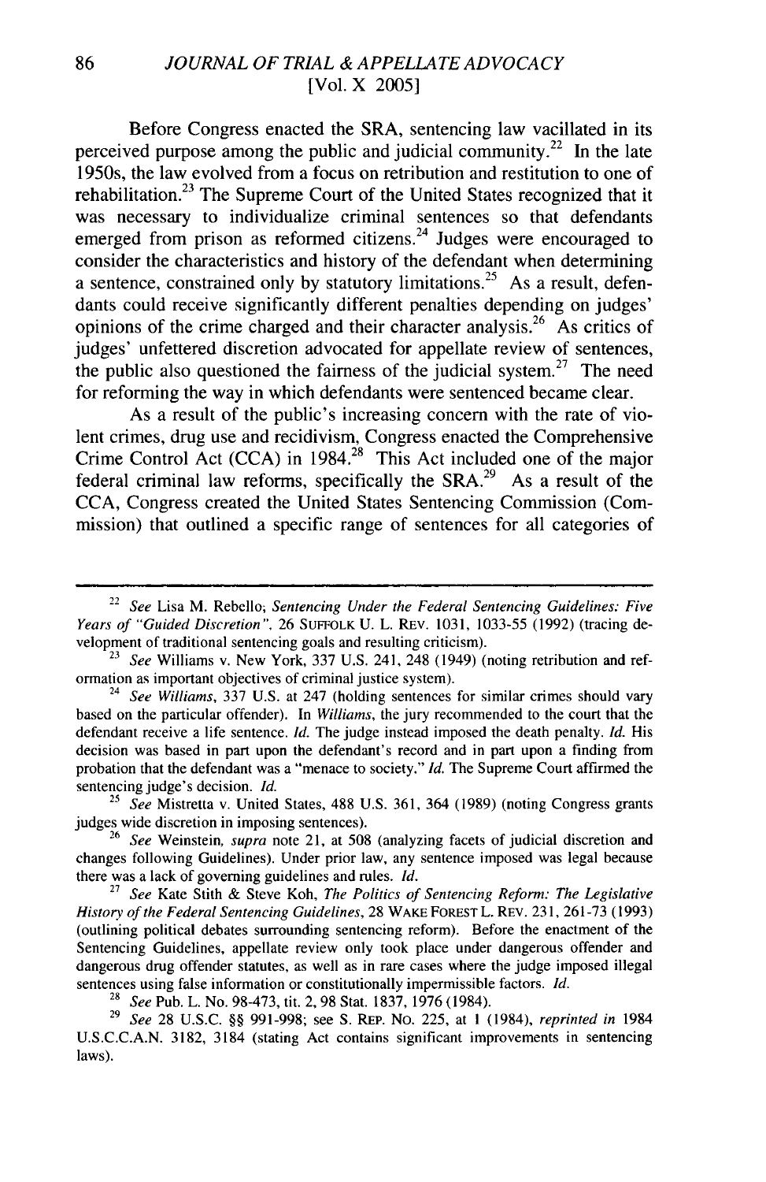Before Congress enacted the SRA, sentencing law vacillated in its perceived purpose among the public and judicial community.[22] In the late 1950s, the law evolved from a focus on retribution and restitution to one of rehabilitation.[23] The Supreme Court of the United States recognized that it was necessary to individualize criminal sentences so that defendants emerged from prison as reformed citizens.[24] Judges were encouraged to consider the characteristics and history of the defendant when determining a sentence, constrained only by statutory limitations.[25] As a result, defendants could receive significantly different penalties depending on judges' opinions of the crime charged and their character analysis.[26] As critics of judges' unfettered discretion advocated for appellate review of sentences, the public also questioned the fairness of the judicial system.[27] The need for reforming the way in which defendants were sentenced became clear.

As a result of the public's increasing concern with the rate of violent crimes, drug use and recidivism, Congress enacted the Comprehensive Crime Control Act (CCA) in 1984.[28] This Act included one of the major federal criminal law reforms, specifically the SRA.[29] As a result of the CCA, Congress created the United States Sentencing Commission (Commission) that outlined a specific range of sentences for all categories of

---

[22] *See* Lisa M. Rebello, *Sentencing Under the Federal Sentencing Guidelines: Five Years of "Guided Discretion"*, 26 SUFFOLK U. L. REV. 1031, 1033-55 (1992) (tracing development of traditional sentencing goals and resulting criticism).

[23] *See* Williams v. New York, 337 U.S. 241, 248 (1949) (noting retribution and reformation as important objectives of criminal justice system).

[24] *See Williams*, 337 U.S. at 247 (holding sentences for similar crimes should vary based on the particular offender). In *Williams*, the jury recommended to the court that the defendant receive a life sentence. *Id.* The judge instead imposed the death penalty. *Id.* His decision was based in part upon the defendant's record and in part upon a finding from probation that the defendant was a "menace to society." *Id.* The Supreme Court affirmed the sentencing judge's decision. *Id.*

[25] *See* Mistretta v. United States, 488 U.S. 361, 364 (1989) (noting Congress grants judges wide discretion in imposing sentences).

[26] *See* Weinstein, *supra* note 21, at 508 (analyzing facets of judicial discretion and changes following Guidelines). Under prior law, any sentence imposed was legal because there was a lack of governing guidelines and rules. *Id.*

[27] *See* Kate Stith & Steve Koh, *The Politics of Sentencing Reform: The Legislative History of the Federal Sentencing Guidelines*, 28 WAKE FOREST L. REV. 231, 261-73 (1993) (outlining political debates surrounding sentencing reform). Before the enactment of the Sentencing Guidelines, appellate review only took place under dangerous offender and dangerous drug offender statutes, as well as in rare cases where the judge imposed illegal sentences using false information or constitutionally impermissible factors. *Id.*

[28] *See* Pub. L. No. 98-473, tit. 2, 98 Stat. 1837, 1976 (1984).

[29] *See* 28 U.S.C. §§ 991-998; see S. REP. NO. 225, at 1 (1984), *reprinted in* 1984 U.S.C.C.A.N. 3182, 3184 (stating Act contains significant improvements in sentencing laws).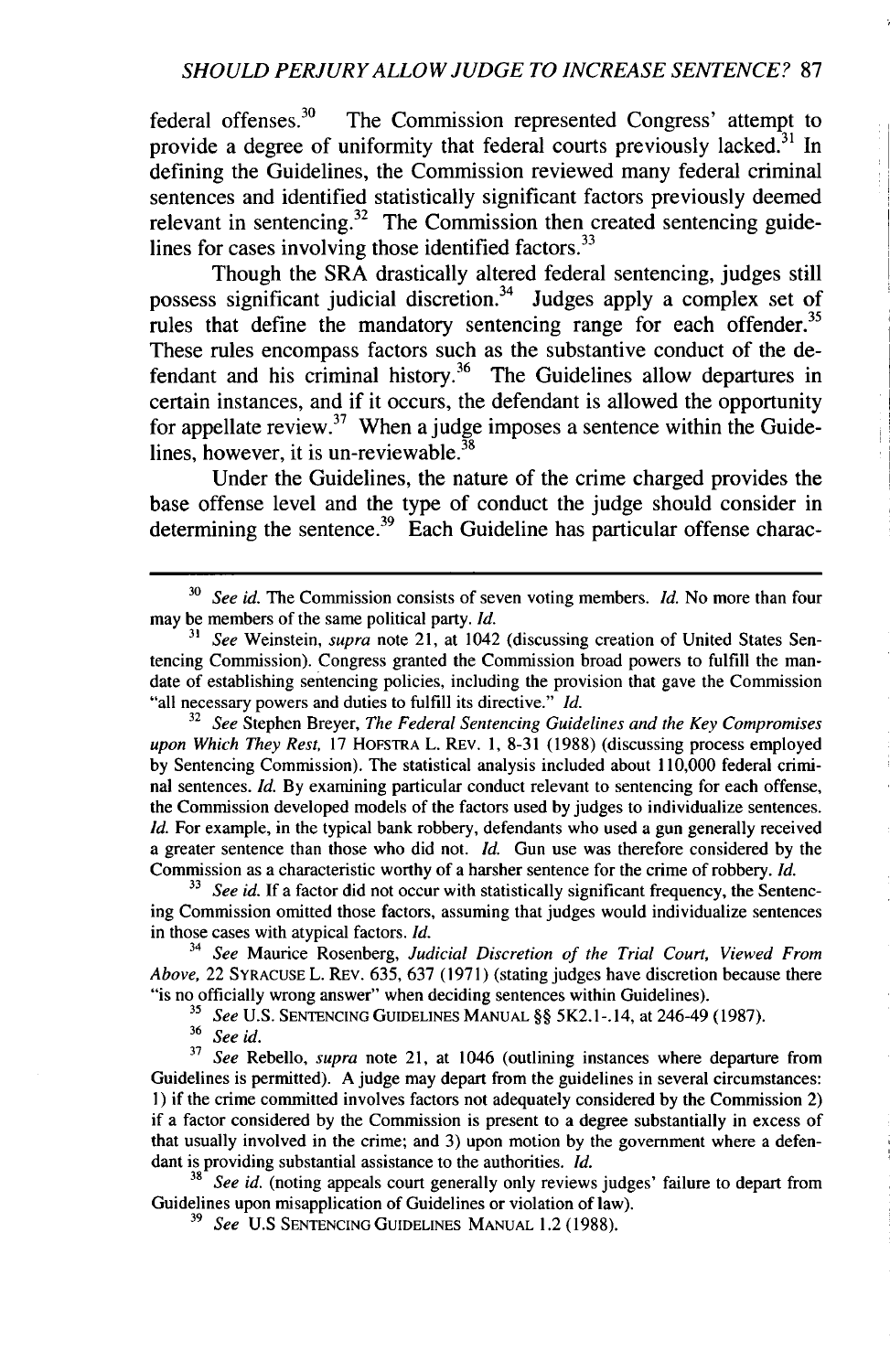federal offenses.[30] The Commission represented Congress' attempt to provide a degree of uniformity that federal courts previously lacked.[31] In defining the Guidelines, the Commission reviewed many federal criminal sentences and identified statistically significant factors previously deemed relevant in sentencing.[32] The Commission then created sentencing guidelines for cases involving those identified factors.[33]

Though the SRA drastically altered federal sentencing, judges still possess significant judicial discretion.[34] Judges apply a complex set of rules that define the mandatory sentencing range for each offender.[35] These rules encompass factors such as the substantive conduct of the defendant and his criminal history.[36] The Guidelines allow departures in certain instances, and if it occurs, the defendant is allowed the opportunity for appellate review.[37] When a judge imposes a sentence within the Guidelines, however, it is un-reviewable.[38]

Under the Guidelines, the nature of the crime charged provides the base offense level and the type of conduct the judge should consider in determining the sentence.[39] Each Guideline has particular offense charac-

---

[30] *See id.* The Commission consists of seven voting members. *Id.* No more than four may be members of the same political party. *Id.*

[31] *See* Weinstein, *supra* note 21, at 1042 (discussing creation of United States Sentencing Commission). Congress granted the Commission broad powers to fulfill the mandate of establishing sentencing policies, including the provision that gave the Commission "all necessary powers and duties to fulfill its directive." *Id.*

[32] *See* Stephen Breyer, *The Federal Sentencing Guidelines and the Key Compromises upon Which They Rest,* 17 HOFSTRA L. REV. 1, 8-31 (1988) (discussing process employed by Sentencing Commission). The statistical analysis included about 110,000 federal criminal sentences. *Id.* By examining particular conduct relevant to sentencing for each offense, the Commission developed models of the factors used by judges to individualize sentences. *Id.* For example, in the typical bank robbery, defendants who used a gun generally received a greater sentence than those who did not. *Id.* Gun use was therefore considered by the Commission as a characteristic worthy of a harsher sentence for the crime of robbery. *Id.*

[33] *See id.* If a factor did not occur with statistically significant frequency, the Sentencing Commission omitted those factors, assuming that judges would individualize sentences in those cases with atypical factors. *Id.*

[34] *See* Maurice Rosenberg, *Judicial Discretion of the Trial Court, Viewed From Above,* 22 SYRACUSE L. REV. 635, 637 (1971) (stating judges have discretion because there "is no officially wrong answer" when deciding sentences within Guidelines).

[35] *See* U.S. SENTENCING GUIDELINES MANUAL §§ 5K2.1-.14, at 246-49 (1987).

[36] *See id.*

[37] *See* Rebello, *supra* note 21, at 1046 (outlining instances where departure from Guidelines is permitted). A judge may depart from the guidelines in several circumstances: 1) if the crime committed involves factors not adequately considered by the Commission 2) if a factor considered by the Commission is present to a degree substantially in excess of that usually involved in the crime; and 3) upon motion by the government where a defendant is providing substantial assistance to the authorities. *Id.*

[38] *See id.* (noting appeals court generally only reviews judges' failure to depart from Guidelines upon misapplication of Guidelines or violation of law).

[39] *See* U.S SENTENCING GUIDELINES MANUAL 1.2 (1988).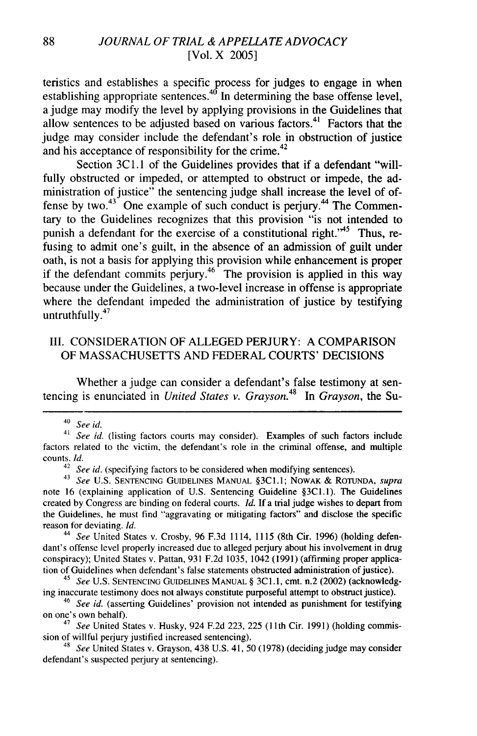teristics and establishes a specific process for judges to engage in when establishing appropriate sentences.[40] In determining the base offense level, a judge may modify the level by applying provisions in the Guidelines that allow sentences to be adjusted based on various factors.[41] Factors that the judge may consider include the defendant's role in obstruction of justice and his acceptance of responsibility for the crime.[42]

Section 3C1.1 of the Guidelines provides that if a defendant "willfully obstructed or impeded, or attempted to obstruct or impede, the administration of justice" the sentencing judge shall increase the level of offense by two.[43] One example of such conduct is perjury.[44] The Commentary to the Guidelines recognizes that this provision "is not intended to punish a defendant for the exercise of a constitutional right."[45] Thus, refusing to admit one's guilt, in the absence of an admission of guilt under oath, is not a basis for applying this provision while enhancement is proper if the defendant commits perjury.[46] The provision is applied in this way because under the Guidelines, a two-level increase in offense is appropriate where the defendant impeded the administration of justice by testifying untruthfully.[47]

## III. CONSIDERATION OF ALLEGED PERJURY: A COMPARISON OF MASSACHUSETTS AND FEDERAL COURTS' DECISIONS

Whether a judge can consider a defendant's false testimony at sentencing is enunciated in *United States v. Grayson*.[48] In *Grayson*, the Su-

---

[40] *See id.*

[41] *See id.* (listing factors courts may consider). Examples of such factors include factors related to the victim, the defendant's role in the criminal offense, and multiple counts. *Id.*

[42] *See id.* (specifying factors to be considered when modifying sentences).

[43] *See* U.S. SENTENCING GUIDELINES MANUAL §3C1.1; NOWAK & ROTUNDA, *supra* note 16 (explaining application of U.S. Sentencing Guideline §3C1.1). The Guidelines created by Congress are binding on federal courts. *Id.* If a trial judge wishes to depart from the Guidelines, he must find "aggravating or mitigating factors" and disclose the specific reason for deviating. *Id.*

[44] *See* United States v. Crosby, 96 F.3d 1114, 1115 (8th Cir. 1996) (holding defendant's offense level properly increased due to alleged perjury about his involvement in drug conspiracy); United States v. Pattan, 931 F.2d 1035, 1042 (1991) (affirming proper application of Guidelines when defendant's false statements obstructed administration of justice).

[45] *See* U.S. SENTENCING GUIDELINES MANUAL § 3C1.1, cmt. n.2 (2002) (acknowledging inaccurate testimony does not always constitute purposeful attempt to obstruct justice).

[46] *See id.* (asserting Guidelines' provision not intended as punishment for testifying on one's own behalf).

[47] *See* United States v. Husky, 924 F.2d 223, 225 (11th Cir. 1991) (holding commission of willful perjury justified increased sentencing).

[48] *See* United States v. Grayson, 438 U.S. 41, 50 (1978) (deciding judge may consider defendant's suspected perjury at sentencing).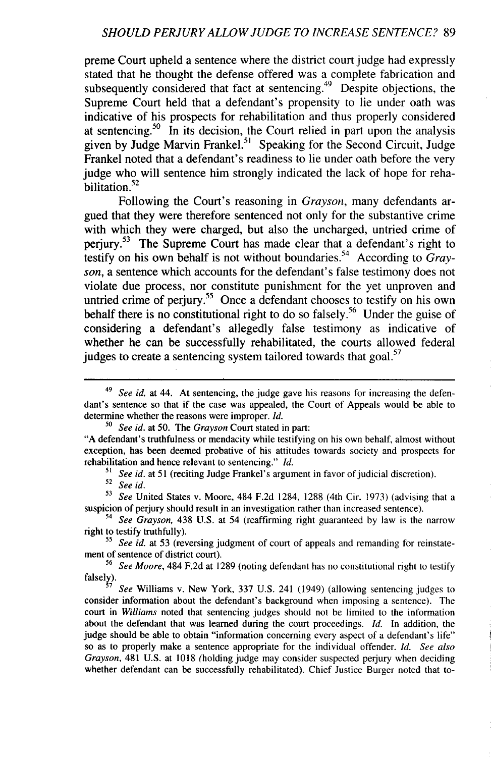preme Court upheld a sentence where the district court judge had expressly stated that he thought the defense offered was a complete fabrication and subsequently considered that fact at sentencing.[49] Despite objections, the Supreme Court held that a defendant's propensity to lie under oath was indicative of his prospects for rehabilitation and thus properly considered at sentencing.[50] In its decision, the Court relied in part upon the analysis given by Judge Marvin Frankel.[51] Speaking for the Second Circuit, Judge Frankel noted that a defendant's readiness to lie under oath before the very judge who will sentence him strongly indicated the lack of hope for rehabilitation.[52]

Following the Court's reasoning in *Grayson*, many defendants argued that they were therefore sentenced not only for the substantive crime with which they were charged, but also the uncharged, untried crime of perjury.[53] The Supreme Court has made clear that a defendant's right to testify on his own behalf is not without boundaries.[54] According to *Grayson*, a sentence which accounts for the defendant's false testimony does not violate due process, nor constitute punishment for the yet unproven and untried crime of perjury.[55] Once a defendant chooses to testify on his own behalf there is no constitutional right to do so falsely.[56] Under the guise of considering a defendant's allegedly false testimony as indicative of whether he can be successfully rehabilitated, the courts allowed federal judges to create a sentencing system tailored towards that goal.[57]

---

[49] *See id.* at 44. At sentencing, the judge gave his reasons for increasing the defendant's sentence so that if the case was appealed, the Court of Appeals would be able to determine whether the reasons were improper. *Id.*

[50] *See id.* at 50. The *Grayson* Court stated in part:

"A defendant's truthfulness or mendacity while testifying on his own behalf, almost without exception, has been deemed probative of his attitudes towards society and prospects for rehabilitation and hence relevant to sentencing." *Id.*

[51] *See id.* at 51 (reciting Judge Frankel's argument in favor of judicial discretion).

[52] *See id.*

[53] *See* United States v. Moore, 484 F.2d 1284, 1288 (4th Cir. 1973) (advising that a suspicion of perjury should result in an investigation rather than increased sentence).

[54] *See Grayson*, 438 U.S. at 54 (reaffirming right guaranteed by law is the narrow right to testify truthfully).

[55] *See id.* at 53 (reversing judgment of court of appeals and remanding for reinstatement of sentence of district court).

[56] *See Moore*, 484 F.2d at 1289 (noting defendant has no constitutional right to testify falsely).

[57] *See* Williams v. New York, 337 U.S. 241 (1949) (allowing sentencing judges to consider information about the defendant's background when imposing a sentence). The court in *Williams* noted that sentencing judges should not be limited to the information about the defendant that was learned during the court proceedings. *Id.* In addition, the judge should be able to obtain "information concerning every aspect of a defendant's life" so as to properly make a sentence appropriate for the individual offender. *Id.* *See also Grayson*, 481 U.S. at 1018 (holding judge may consider suspected perjury when deciding whether defendant can be successfully rehabilitated). Chief Justice Burger noted that to-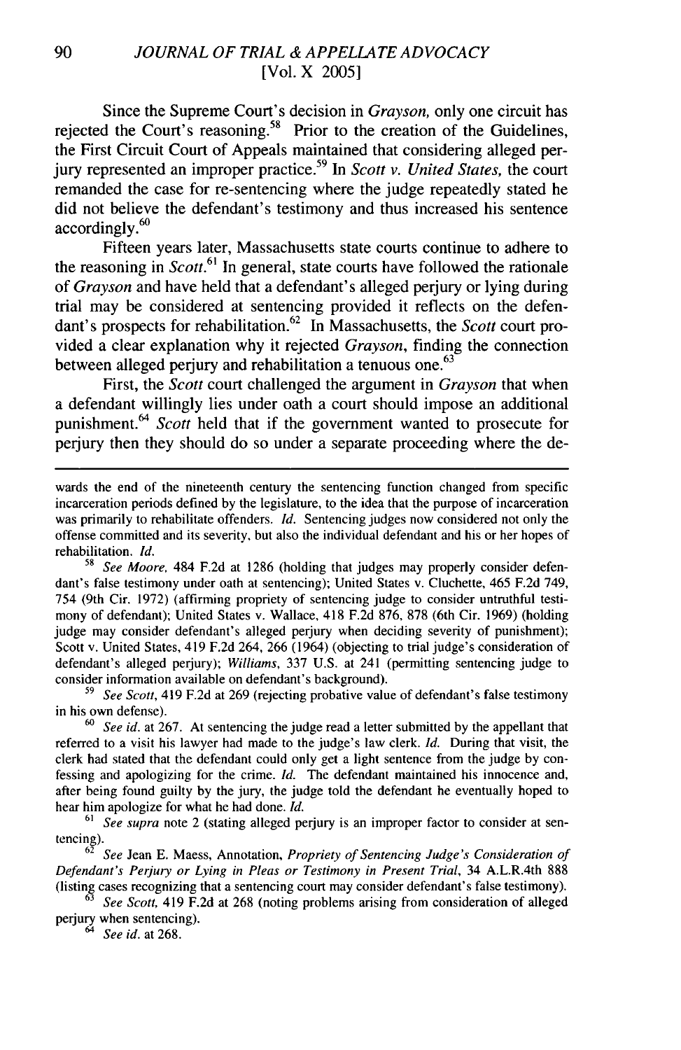Since the Supreme Court's decision in *Grayson,* only one circuit has rejected the Court's reasoning.[58] Prior to the creation of the Guidelines, the First Circuit Court of Appeals maintained that considering alleged perjury represented an improper practice.[59] In *Scott v. United States,* the court remanded the case for re-sentencing where the judge repeatedly stated he did not believe the defendant's testimony and thus increased his sentence accordingly.[60]

Fifteen years later, Massachusetts state courts continue to adhere to the reasoning in *Scott.*[61] In general, state courts have followed the rationale of *Grayson* and have held that a defendant's alleged perjury or lying during trial may be considered at sentencing provided it reflects on the defendant's prospects for rehabilitation.[62] In Massachusetts, the *Scott* court provided a clear explanation why it rejected *Grayson,* finding the connection between alleged perjury and rehabilitation a tenuous one.[63]

First, the *Scott* court challenged the argument in *Grayson* that when a defendant willingly lies under oath a court should impose an additional punishment.[64] *Scott* held that if the government wanted to prosecute for perjury then they should do so under a separate proceeding where the de-

---

wards the end of the nineteenth century the sentencing function changed from specific incarceration periods defined by the legislature, to the idea that the purpose of incarceration was primarily to rehabilitate offenders. *Id.* Sentencing judges now considered not only the offense committed and its severity, but also the individual defendant and his or her hopes of rehabilitation. *Id.*

[58] *See Moore,* 484 F.2d at 1286 (holding that judges may properly consider defendant's false testimony under oath at sentencing); United States v. Cluchette, 465 F.2d 749, 754 (9th Cir. 1972) (affirming propriety of sentencing judge to consider untruthful testimony of defendant); United States v. Wallace, 418 F.2d 876, 878 (6th Cir. 1969) (holding judge may consider defendant's alleged perjury when deciding severity of punishment); Scott v. United States, 419 F.2d 264, 266 (1964) (objecting to trial judge's consideration of defendant's alleged perjury); *Williams,* 337 U.S. at 241 (permitting sentencing judge to consider information available on defendant's background).

[59] *See Scott,* 419 F.2d at 269 (rejecting probative value of defendant's false testimony in his own defense).

[60] *See id.* at 267. At sentencing the judge read a letter submitted by the appellant that referred to a visit his lawyer had made to the judge's law clerk. *Id.* During that visit, the clerk had stated that the defendant could only get a light sentence from the judge by confessing and apologizing for the crime. *Id.* The defendant maintained his innocence and, after being found guilty by the jury, the judge told the defendant he eventually hoped to hear him apologize for what he had done. *Id.*

[61] *See supra* note 2 (stating alleged perjury is an improper factor to consider at sentencing).

[62] *See* Jean E. Maess, Annotation, *Propriety of Sentencing Judge's Consideration of Defendant's Perjury or Lying in Pleas or Testimony in Present Trial,* 34 A.L.R.4th 888 (listing cases recognizing that a sentencing court may consider defendant's false testimony).

[63] *See Scott,* 419 F.2d at 268 (noting problems arising from consideration of alleged perjury when sentencing).

[64] *See id.* at 268.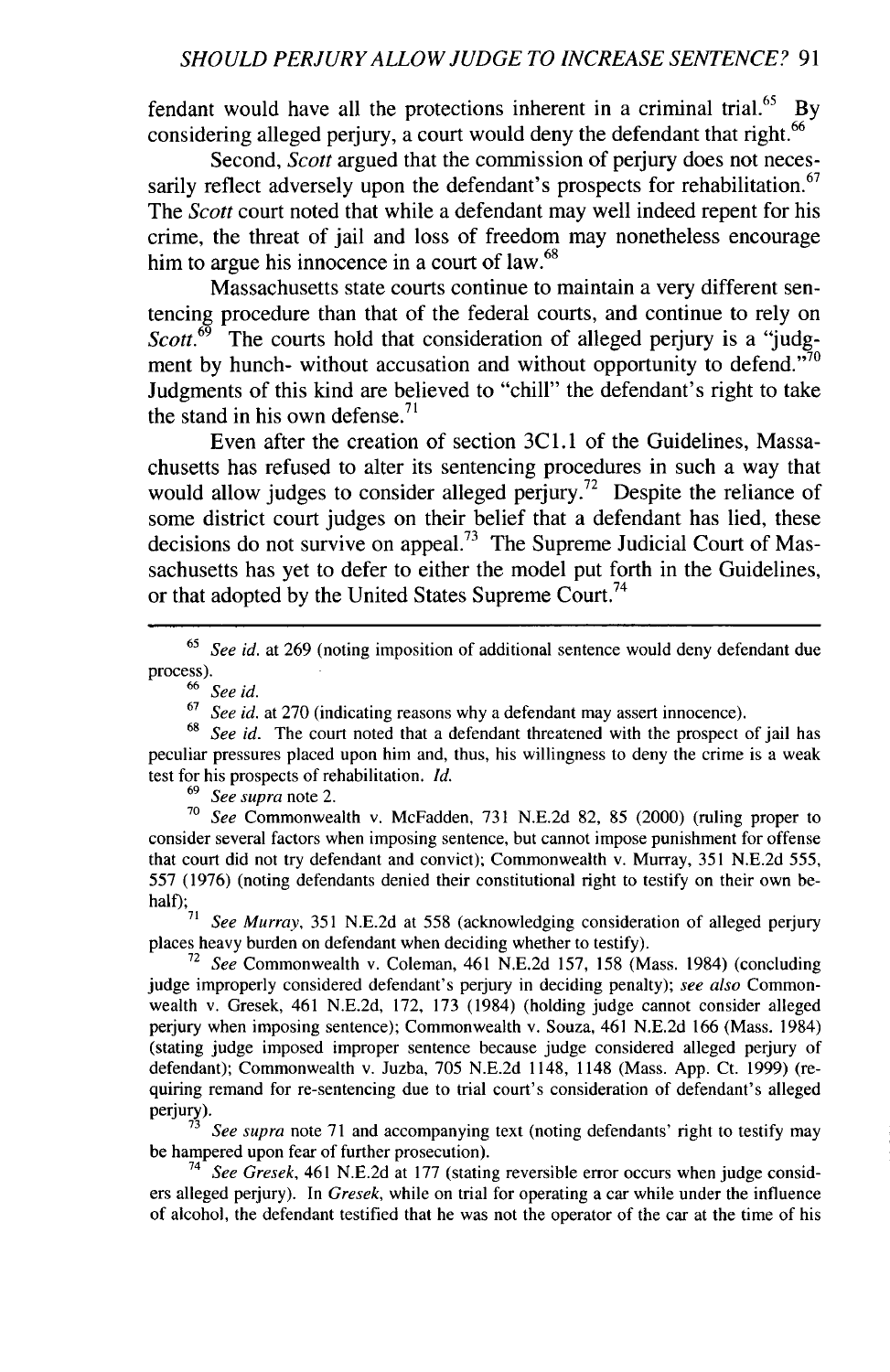fendant would have all the protections inherent in a criminal trial.[65] By considering alleged perjury, a court would deny the defendant that right.[66]

Second, *Scott* argued that the commission of perjury does not necessarily reflect adversely upon the defendant's prospects for rehabilitation.[67] The *Scott* court noted that while a defendant may well indeed repent for his crime, the threat of jail and loss of freedom may nonetheless encourage him to argue his innocence in a court of law.[68]

Massachusetts state courts continue to maintain a very different sentencing procedure than that of the federal courts, and continue to rely on *Scott*.[69] The courts hold that consideration of alleged perjury is a "judgment by hunch- without accusation and without opportunity to defend."[70] Judgments of this kind are believed to "chill" the defendant's right to take the stand in his own defense.[71]

Even after the creation of section 3C1.1 of the Guidelines, Massachusetts has refused to alter its sentencing procedures in such a way that would allow judges to consider alleged perjury.[72] Despite the reliance of some district court judges on their belief that a defendant has lied, these decisions do not survive on appeal.[73] The Supreme Judicial Court of Massachusetts has yet to defer to either the model put forth in the Guidelines, or that adopted by the United States Supreme Court.[74]

---

[65] *See id.* at 269 (noting imposition of additional sentence would deny defendant due process).

[66] *See id.*

[67] *See id.* at 270 (indicating reasons why a defendant may assert innocence).

[68] *See id.* The court noted that a defendant threatened with the prospect of jail has peculiar pressures placed upon him and, thus, his willingness to deny the crime is a weak test for his prospects of rehabilitation. *Id.*

[69] *See supra* note 2.

[70] *See* Commonwealth v. McFadden, 731 N.E.2d 82, 85 (2000) (ruling proper to consider several factors when imposing sentence, but cannot impose punishment for offense that court did not try defendant and convict); Commonwealth v. Murray, 351 N.E.2d 555, 557 (1976) (noting defendants denied their constitutional right to testify on their own behalf);

[71] *See Murray*, 351 N.E.2d at 558 (acknowledging consideration of alleged perjury places heavy burden on defendant when deciding whether to testify).

[72] *See* Commonwealth v. Coleman, 461 N.E.2d 157, 158 (Mass. 1984) (concluding judge improperly considered defendant's perjury in deciding penalty); *see also* Commonwealth v. Gresek, 461 N.E.2d, 172, 173 (1984) (holding judge cannot consider alleged perjury when imposing sentence); Commonwealth v. Souza, 461 N.E.2d 166 (Mass. 1984) (stating judge imposed improper sentence because judge considered alleged perjury of defendant); Commonwealth v. Juzba, 705 N.E.2d 1148, 1148 (Mass. App. Ct. 1999) (requiring remand for re-sentencing due to trial court's consideration of defendant's alleged perjury).

[73] *See supra* note 71 and accompanying text (noting defendants' right to testify may be hampered upon fear of further prosecution).

[74] *See Gresek*, 461 N.E.2d at 177 (stating reversible error occurs when judge considers alleged perjury). In *Gresek*, while on trial for operating a car while under the influence of alcohol, the defendant testified that he was not the operator of the car at the time of his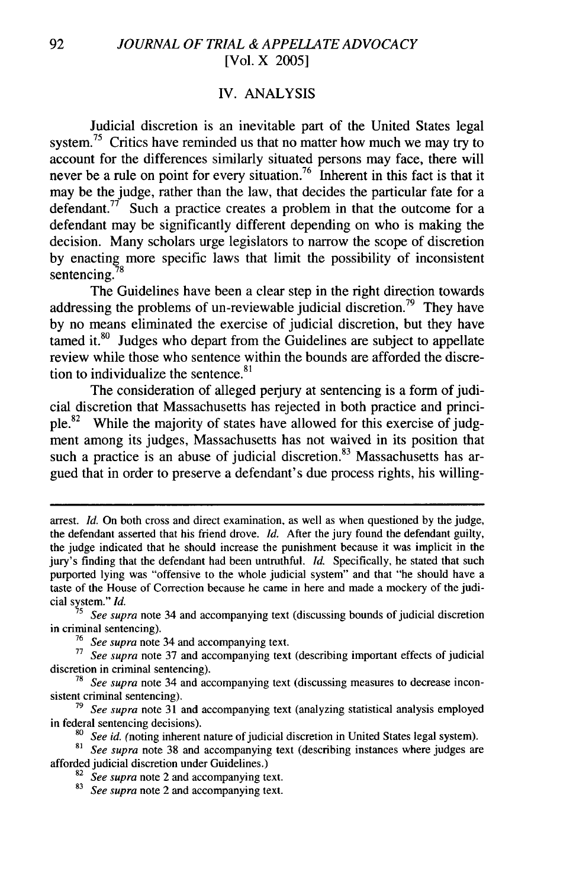## IV. ANALYSIS

Judicial discretion is an inevitable part of the United States legal system.[75] Critics have reminded us that no matter how much we may try to account for the differences similarly situated persons may face, there will never be a rule on point for every situation.[76] Inherent in this fact is that it may be the judge, rather than the law, that decides the particular fate for a defendant.[77] Such a practice creates a problem in that the outcome for a defendant may be significantly different depending on who is making the decision. Many scholars urge legislators to narrow the scope of discretion by enacting more specific laws that limit the possibility of inconsistent sentencing.[78]

The Guidelines have been a clear step in the right direction towards addressing the problems of un-reviewable judicial discretion.[79] They have by no means eliminated the exercise of judicial discretion, but they have tamed it.[80] Judges who depart from the Guidelines are subject to appellate review while those who sentence within the bounds are afforded the discretion to individualize the sentence.[81]

The consideration of alleged perjury at sentencing is a form of judicial discretion that Massachusetts has rejected in both practice and principle.[82] While the majority of states have allowed for this exercise of judgment among its judges, Massachusetts has not waived in its position that such a practice is an abuse of judicial discretion.[83] Massachusetts has argued that in order to preserve a defendant's due process rights, his willing-

---

arrest. *Id.* On both cross and direct examination, as well as when questioned by the judge, the defendant asserted that his friend drove. *Id.* After the jury found the defendant guilty, the judge indicated that he should increase the punishment because it was implicit in the jury's finding that the defendant had been untruthful. *Id.* Specifically, he stated that such purported lying was "offensive to the whole judicial system" and that "he should have a taste of the House of Correction because he came in here and made a mockery of the judicial system." *Id.*

[75] *See supra* note 34 and accompanying text (discussing bounds of judicial discretion in criminal sentencing).

[76] *See supra* note 34 and accompanying text.

[77] *See supra* note 37 and accompanying text (describing important effects of judicial discretion in criminal sentencing).

[78] *See supra* note 34 and accompanying text (discussing measures to decrease inconsistent criminal sentencing).

[79] *See supra* note 31 and accompanying text (analyzing statistical analysis employed in federal sentencing decisions).

[80] *See id.* (noting inherent nature of judicial discretion in United States legal system).

[81] *See supra* note 38 and accompanying text (describing instances where judges are afforded judicial discretion under Guidelines.)

[82] *See supra* note 2 and accompanying text.

[83] *See supra* note 2 and accompanying text.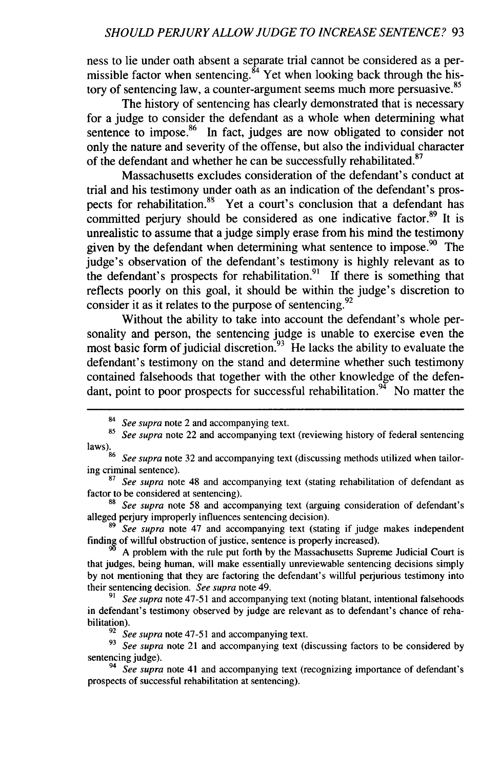ness to lie under oath absent a separate trial cannot be considered as a permissible factor when sentencing.[84] Yet when looking back through the history of sentencing law, a counter-argument seems much more persuasive.[85]

The history of sentencing has clearly demonstrated that is necessary for a judge to consider the defendant as a whole when determining what sentence to impose.[86] In fact, judges are now obligated to consider not only the nature and severity of the offense, but also the individual character of the defendant and whether he can be successfully rehabilitated.[87]

Massachusetts excludes consideration of the defendant's conduct at trial and his testimony under oath as an indication of the defendant's prospects for rehabilitation.[88] Yet a court's conclusion that a defendant has committed perjury should be considered as one indicative factor.[89] It is unrealistic to assume that a judge simply erase from his mind the testimony given by the defendant when determining what sentence to impose.[90] The judge's observation of the defendant's testimony is highly relevant as to the defendant's prospects for rehabilitation.[91] If there is something that reflects poorly on this goal, it should be within the judge's discretion to consider it as it relates to the purpose of sentencing.[92]

Without the ability to take into account the defendant's whole personality and person, the sentencing judge is unable to exercise even the most basic form of judicial discretion.[93] He lacks the ability to evaluate the defendant's testimony on the stand and determine whether such testimony contained falsehoods that together with the other knowledge of the defendant, point to poor prospects for successful rehabilitation.[94] No matter the

---

[84] *See supra* note 2 and accompanying text.

[85] *See supra* note 22 and accompanying text (reviewing history of federal sentencing laws).

[86] *See supra* note 32 and accompanying text (discussing methods utilized when tailoring criminal sentence).

[87] *See supra* note 48 and accompanying text (stating rehabilitation of defendant as factor to be considered at sentencing).

[88] *See supra* note 58 and accompanying text (arguing consideration of defendant's alleged perjury improperly influences sentencing decision).

[89] *See supra* note 47 and accompanying text (stating if judge makes independent finding of willful obstruction of justice, sentence is properly increased).

[90] A problem with the rule put forth by the Massachusetts Supreme Judicial Court is that judges, being human, will make essentially unreviewable sentencing decisions simply by not mentioning that they are factoring the defendant's willful perjurious testimony into their sentencing decision. *See supra* note 49.

[91] *See supra* note 47-51 and accompanying text (noting blatant, intentional falsehoods in defendant's testimony observed by judge are relevant as to defendant's chance of rehabilitation).

[92] *See supra* note 47-51 and accompanying text.

[93] *See supra* note 21 and accompanying text (discussing factors to be considered by sentencing judge).

[94] *See supra* note 41 and accompanying text (recognizing importance of defendant's prospects of successful rehabilitation at sentencing).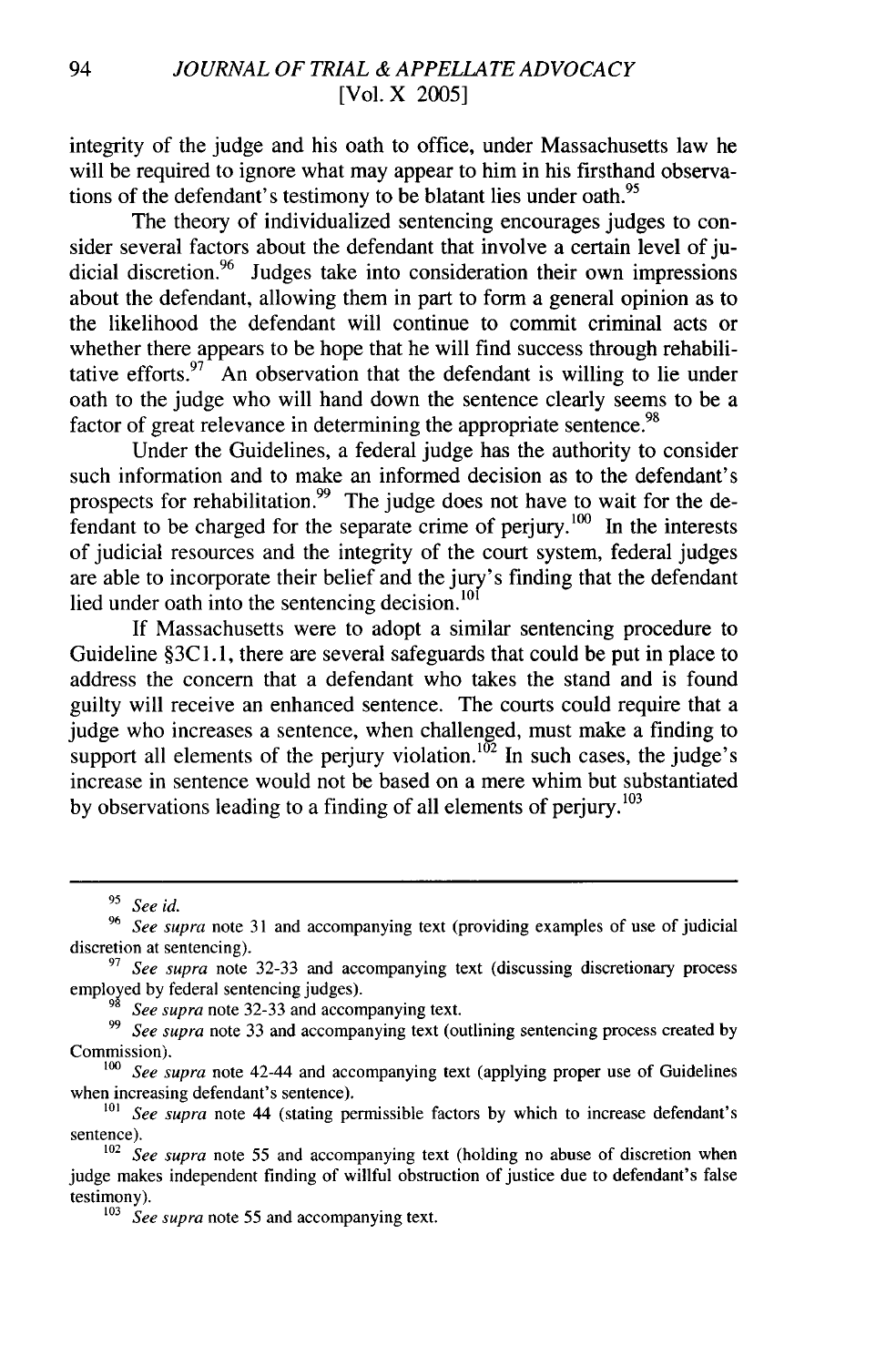integrity of the judge and his oath to office, under Massachusetts law he will be required to ignore what may appear to him in his firsthand observations of the defendant's testimony to be blatant lies under oath.[95]

The theory of individualized sentencing encourages judges to consider several factors about the defendant that involve a certain level of judicial discretion.[96] Judges take into consideration their own impressions about the defendant, allowing them in part to form a general opinion as to the likelihood the defendant will continue to commit criminal acts or whether there appears to be hope that he will find success through rehabilitative efforts.[97] An observation that the defendant is willing to lie under oath to the judge who will hand down the sentence clearly seems to be a factor of great relevance in determining the appropriate sentence.[98]

Under the Guidelines, a federal judge has the authority to consider such information and to make an informed decision as to the defendant's prospects for rehabilitation.[99] The judge does not have to wait for the defendant to be charged for the separate crime of perjury.[100] In the interests of judicial resources and the integrity of the court system, federal judges are able to incorporate their belief and the jury's finding that the defendant lied under oath into the sentencing decision.[101]

If Massachusetts were to adopt a similar sentencing procedure to Guideline §3C1.1, there are several safeguards that could be put in place to address the concern that a defendant who takes the stand and is found guilty will receive an enhanced sentence. The courts could require that a judge who increases a sentence, when challenged, must make a finding to support all elements of the perjury violation.[102] In such cases, the judge's increase in sentence would not be based on a mere whim but substantiated by observations leading to a finding of all elements of perjury.[103]

---

[95] *See id.*

[96] *See supra* note 31 and accompanying text (providing examples of use of judicial discretion at sentencing).

[97] *See supra* note 32-33 and accompanying text (discussing discretionary process employed by federal sentencing judges).

[98] *See supra* note 32-33 and accompanying text.

[99] *See supra* note 33 and accompanying text (outlining sentencing process created by Commission).

[100] *See supra* note 42-44 and accompanying text (applying proper use of Guidelines when increasing defendant's sentence).

[101] *See supra* note 44 (stating permissible factors by which to increase defendant's sentence).

[102] *See supra* note 55 and accompanying text (holding no abuse of discretion when judge makes independent finding of willful obstruction of justice due to defendant's false testimony).

[103] *See supra* note 55 and accompanying text.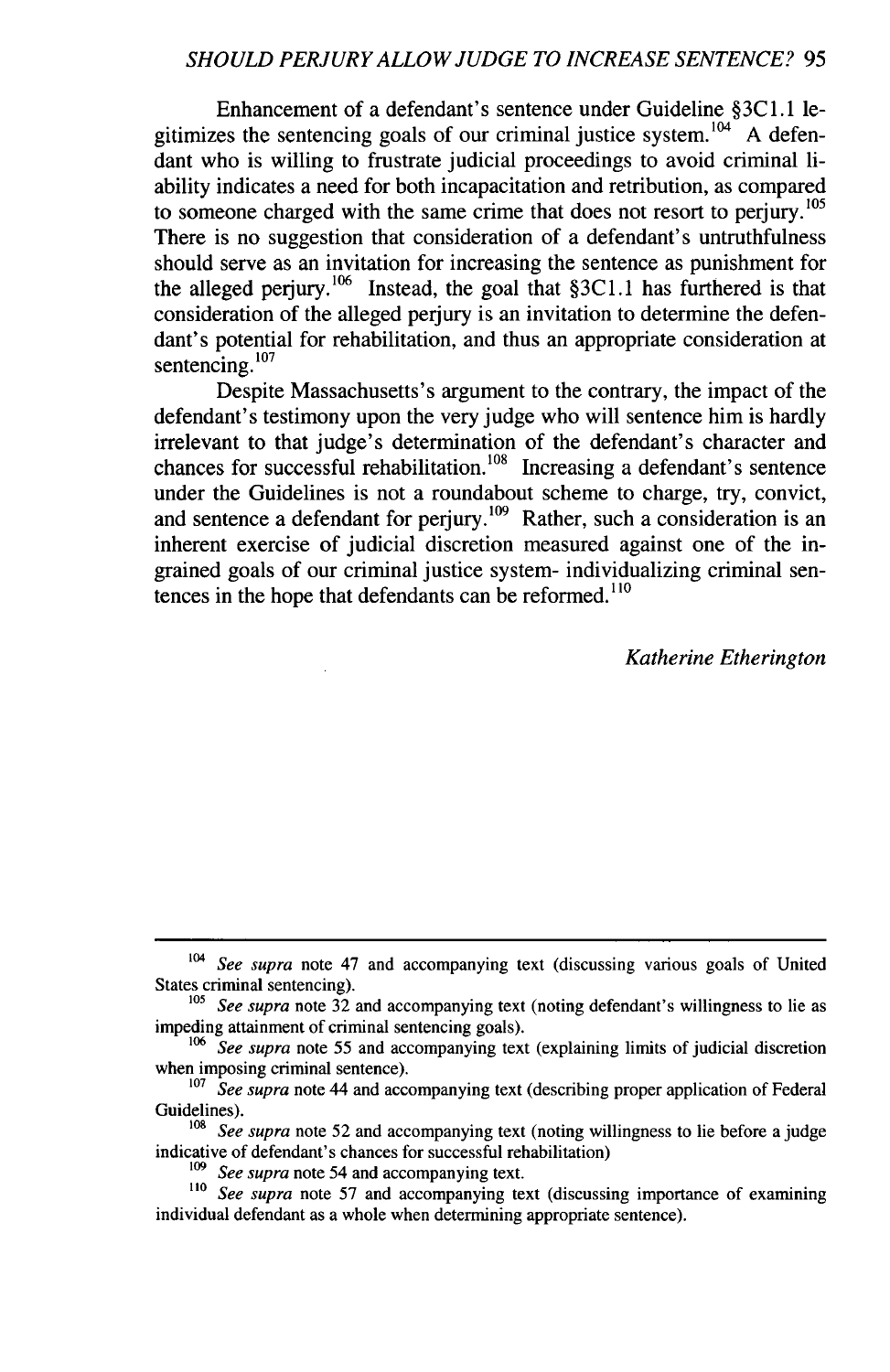Enhancement of a defendant's sentence under Guideline §3C1.1 legitimizes the sentencing goals of our criminal justice system.[104] A defendant who is willing to frustrate judicial proceedings to avoid criminal liability indicates a need for both incapacitation and retribution, as compared to someone charged with the same crime that does not resort to perjury.[105] There is no suggestion that consideration of a defendant's untruthfulness should serve as an invitation for increasing the sentence as punishment for the alleged perjury.[106] Instead, the goal that §3C1.1 has furthered is that consideration of the alleged perjury is an invitation to determine the defendant's potential for rehabilitation, and thus an appropriate consideration at sentencing.[107]

Despite Massachusetts's argument to the contrary, the impact of the defendant's testimony upon the very judge who will sentence him is hardly irrelevant to that judge's determination of the defendant's character and chances for successful rehabilitation.[108] Increasing a defendant's sentence under the Guidelines is not a roundabout scheme to charge, try, convict, and sentence a defendant for perjury.[109] Rather, such a consideration is an inherent exercise of judicial discretion measured against one of the ingrained goals of our criminal justice system- individualizing criminal sentences in the hope that defendants can be reformed.[110]

*Katherine Etherington*

---

[104] *See supra* note 47 and accompanying text (discussing various goals of United States criminal sentencing).

[105] *See supra* note 32 and accompanying text (noting defendant's willingness to lie as impeding attainment of criminal sentencing goals).

[106] *See supra* note 55 and accompanying text (explaining limits of judicial discretion when imposing criminal sentence).

[107] *See supra* note 44 and accompanying text (describing proper application of Federal Guidelines).

[108] *See supra* note 52 and accompanying text (noting willingness to lie before a judge indicative of defendant's chances for successful rehabilitation)

[109] *See supra* note 54 and accompanying text.

[110] *See supra* note 57 and accompanying text (discussing importance of examining individual defendant as a whole when determining appropriate sentence).